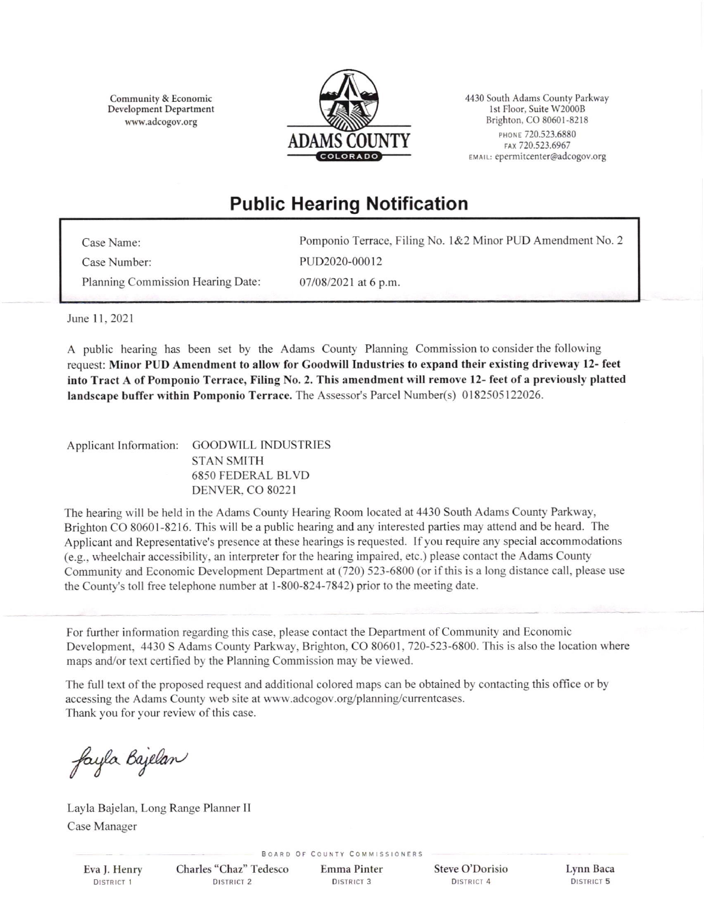Community & Economic
Development Department
www.adcogov.org

ADAMS COUNTY
COLORADO

4430 South Adams County Parkway
1st Floor, Suite W2000B
Brighton, CO 80601-8218
PHONE 720.523.6880
FAX 720.523.6967
EMAIL: epermitcenter@adcogov.org

# Public Hearing Notification

| | |
|---|---|
| Case Name: | Pomponio Terrace, Filing No. 1&2 Minor PUD Amendment No. 2 |
| Case Number: | PUD2020-00012 |
| Planning Commission Hearing Date: | 07/08/2021 at 6 p.m. |

June 11, 2021

A public hearing has been set by the Adams County Planning Commission to consider the following request: **Minor PUD Amendment to allow for Goodwill Industries to expand their existing driveway 12- feet into Tract A of Pomponio Terrace, Filing No. 2. This amendment will remove 12- feet of a previously platted landscape buffer within Pomponio Terrace.** The Assessor's Parcel Number(s) 0182505122026.

Applicant Information: GOODWILL INDUSTRIES
STAN SMITH
6850 FEDERAL BLVD
DENVER, CO 80221

The hearing will be held in the Adams County Hearing Room located at 4430 South Adams County Parkway, Brighton CO 80601-8216. This will be a public hearing and any interested parties may attend and be heard. The Applicant and Representative's presence at these hearings is requested. If you require any special accommodations (e.g., wheelchair accessibility, an interpreter for the hearing impaired, etc.) please contact the Adams County Community and Economic Development Department at (720) 523-6800 (or if this is a long distance call, please use the County's toll free telephone number at 1-800-824-7842) prior to the meeting date.

For further information regarding this case, please contact the Department of Community and Economic Development, 4430 S Adams County Parkway, Brighton, CO 80601, 720-523-6800. This is also the location where maps and/or text certified by the Planning Commission may be viewed.

The full text of the proposed request and additional colored maps can be obtained by contacting this office or by accessing the Adams County web site at www.adcogov.org/planning/currentcases.
Thank you for your review of this case.

Layla Bajelan

Layla Bajelan, Long Range Planner II
Case Manager

BOARD OF COUNTY COMMISSIONERS

Eva J. Henry, DISTRICT 1 — Charles "Chaz" Tedesco, DISTRICT 2 — Emma Pinter, DISTRICT 3 — Steve O'Dorisio, DISTRICT 4 — Lynn Baca, DISTRICT 5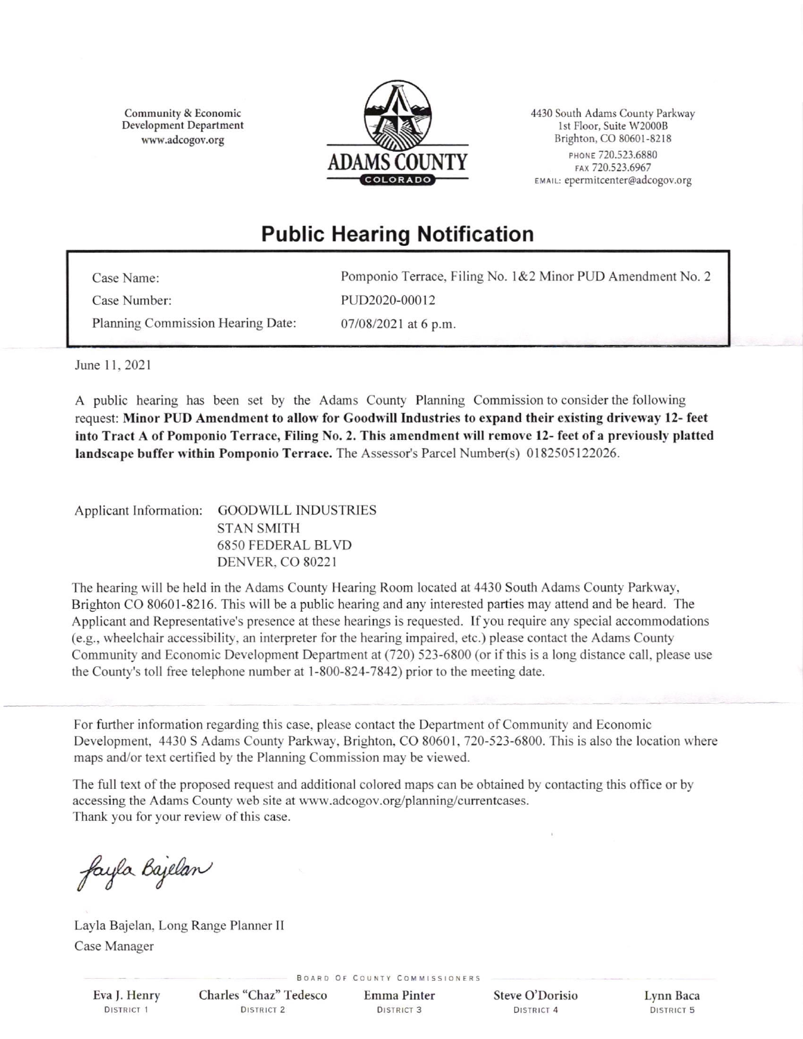Community & Economic Development Department
www.adcogov.org

ADAMS COUNTY
COLORADO

4430 South Adams County Parkway
1st Floor, Suite W2000B
Brighton, CO 80601-8218
PHONE 720.523.6880
FAX 720.523.6967
EMAIL: epermitcenter@adcogov.org

# Public Hearing Notification

| | |
|---|---|
| Case Name: | Pomponio Terrace, Filing No. 1&2 Minor PUD Amendment No. 2 |
| Case Number: | PUD2020-00012 |
| Planning Commission Hearing Date: | 07/08/2021 at 6 p.m. |

June 11, 2021

A public hearing has been set by the Adams County Planning Commission to consider the following request: **Minor PUD Amendment to allow for Goodwill Industries to expand their existing driveway 12- feet into Tract A of Pomponio Terrace, Filing No. 2. This amendment will remove 12- feet of a previously platted landscape buffer within Pomponio Terrace.** The Assessor's Parcel Number(s) 0182505122026.

Applicant Information: GOODWILL INDUSTRIES
STAN SMITH
6850 FEDERAL BLVD
DENVER, CO 80221

The hearing will be held in the Adams County Hearing Room located at 4430 South Adams County Parkway, Brighton CO 80601-8216. This will be a public hearing and any interested parties may attend and be heard. The Applicant and Representative's presence at these hearings is requested. If you require any special accommodations (e.g., wheelchair accessibility, an interpreter for the hearing impaired, etc.) please contact the Adams County Community and Economic Development Department at (720) 523-6800 (or if this is a long distance call, please use the County's toll free telephone number at 1-800-824-7842) prior to the meeting date.

For further information regarding this case, please contact the Department of Community and Economic Development, 4430 S Adams County Parkway, Brighton, CO 80601, 720-523-6800. This is also the location where maps and/or text certified by the Planning Commission may be viewed.

The full text of the proposed request and additional colored maps can be obtained by contacting this office or by accessing the Adams County web site at www.adcogov.org/planning/currentcases.
Thank you for your review of this case.

Layla Bajelan

Layla Bajelan, Long Range Planner II
Case Manager

BOARD OF COUNTY COMMISSIONERS

Eva J. Henry, DISTRICT 1
Charles "Chaz" Tedesco, DISTRICT 2
Emma Pinter, DISTRICT 3
Steve O'Dorisio, DISTRICT 4
Lynn Baca, DISTRICT 5